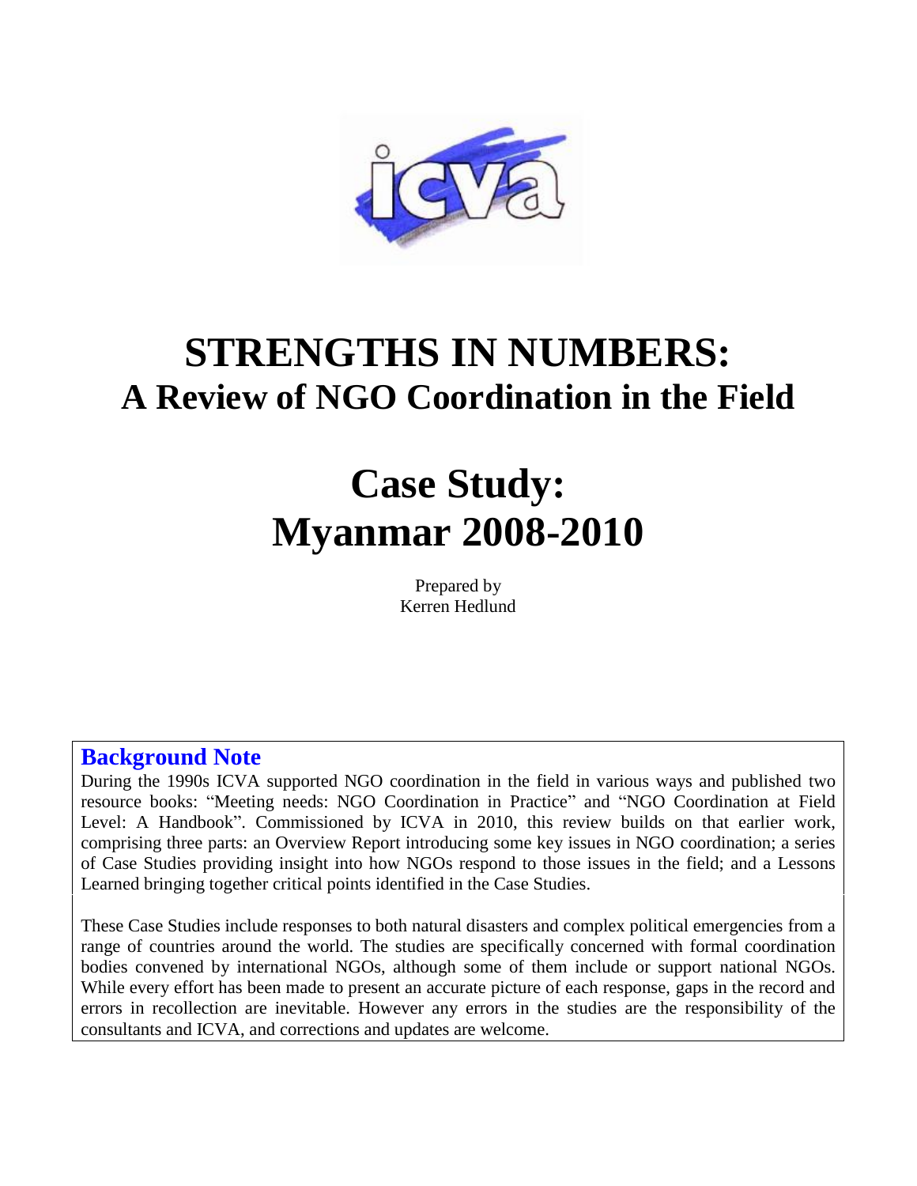# STRENGTHS IN NUMBERS:
## A Review of NGO Coordination in the Field

# Case Study:
# Myanmar 2008-2010

Prepared by
Kerren Hedlund

### Background Note

During the 1990s ICVA supported NGO coordination in the field in various ways and published two resource books: "Meeting needs: NGO Coordination in Practice" and "NGO Coordination at Field Level: A Handbook". Commissioned by ICVA in 2010, this review builds on that earlier work, comprising three parts: an Overview Report introducing some key issues in NGO coordination; a series of Case Studies providing insight into how NGOs respond to those issues in the field; and a Lessons Learned bringing together critical points identified in the Case Studies.

These Case Studies include responses to both natural disasters and complex political emergencies from a range of countries around the world. The studies are specifically concerned with formal coordination bodies convened by international NGOs, although some of them include or support national NGOs. While every effort has been made to present an accurate picture of each response, gaps in the record and errors in recollection are inevitable. However any errors in the studies are the responsibility of the consultants and ICVA, and corrections and updates are welcome.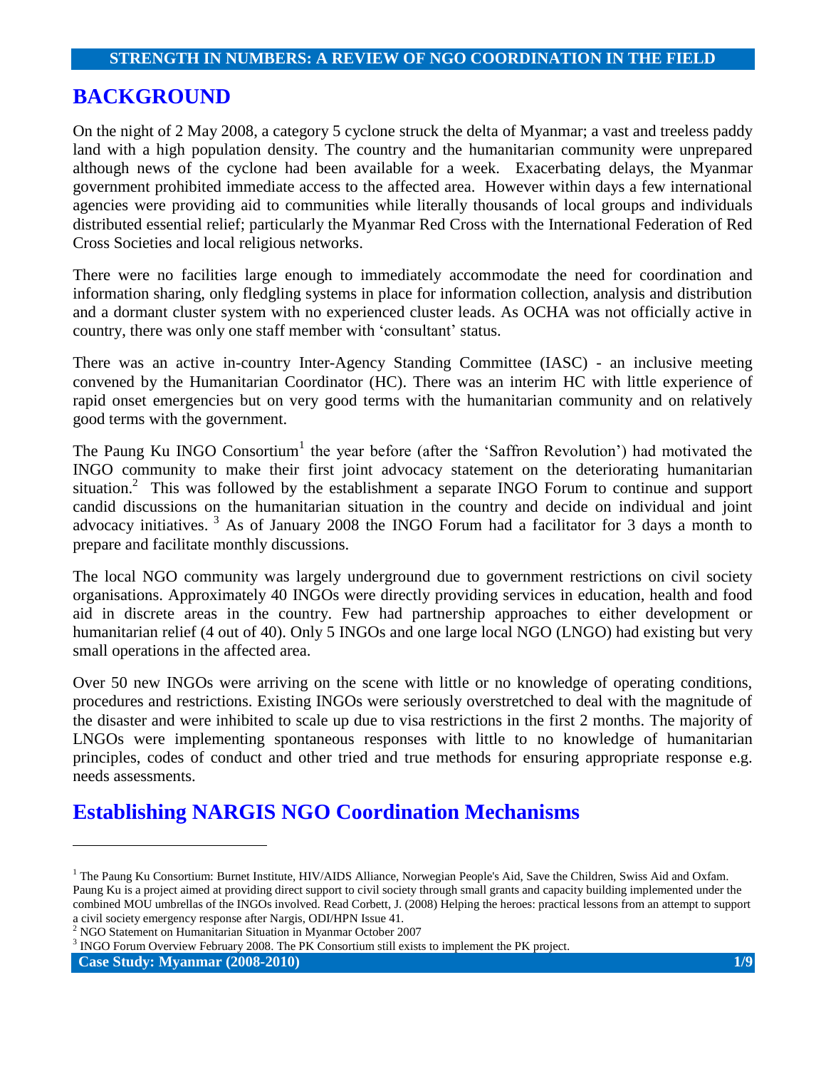## BACKGROUND

On the night of 2 May 2008, a category 5 cyclone struck the delta of Myanmar; a vast and treeless paddy land with a high population density. The country and the humanitarian community were unprepared although news of the cyclone had been available for a week. Exacerbating delays, the Myanmar government prohibited immediate access to the affected area. However within days a few international agencies were providing aid to communities while literally thousands of local groups and individuals distributed essential relief; particularly the Myanmar Red Cross with the International Federation of Red Cross Societies and local religious networks.

There were no facilities large enough to immediately accommodate the need for coordination and information sharing, only fledgling systems in place for information collection, analysis and distribution and a dormant cluster system with no experienced cluster leads. As OCHA was not officially active in country, there was only one staff member with 'consultant' status.

There was an active in-country Inter-Agency Standing Committee (IASC) - an inclusive meeting convened by the Humanitarian Coordinator (HC). There was an interim HC with little experience of rapid onset emergencies but on very good terms with the humanitarian community and on relatively good terms with the government.

The Paung Ku INGO Consortium[1] the year before (after the 'Saffron Revolution') had motivated the INGO community to make their first joint advocacy statement on the deteriorating humanitarian situation.[2] This was followed by the establishment a separate INGO Forum to continue and support candid discussions on the humanitarian situation in the country and decide on individual and joint advocacy initiatives. [3] As of January 2008 the INGO Forum had a facilitator for 3 days a month to prepare and facilitate monthly discussions.

The local NGO community was largely underground due to government restrictions on civil society organisations. Approximately 40 INGOs were directly providing services in education, health and food aid in discrete areas in the country. Few had partnership approaches to either development or humanitarian relief (4 out of 40). Only 5 INGOs and one large local NGO (LNGO) had existing but very small operations in the affected area.

Over 50 new INGOs were arriving on the scene with little or no knowledge of operating conditions, procedures and restrictions. Existing INGOs were seriously overstretched to deal with the magnitude of the disaster and were inhibited to scale up due to visa restrictions in the first 2 months. The majority of LNGOs were implementing spontaneous responses with little to no knowledge of humanitarian principles, codes of conduct and other tried and true methods for ensuring appropriate response e.g. needs assessments.

## Establishing NARGIS NGO Coordination Mechanisms

[1] The Paung Ku Consortium: Burnet Institute, HIV/AIDS Alliance, Norwegian People's Aid, Save the Children, Swiss Aid and Oxfam. Paung Ku is a project aimed at providing direct support to civil society through small grants and capacity building implemented under the combined MOU umbrellas of the INGOs involved. Read Corbett, J. (2008) Helping the heroes: practical lessons from an attempt to support a civil society emergency response after Nargis, ODI/HPN Issue 41.

[2] NGO Statement on Humanitarian Situation in Myanmar October 2007

[3] INGO Forum Overview February 2008. The PK Consortium still exists to implement the PK project.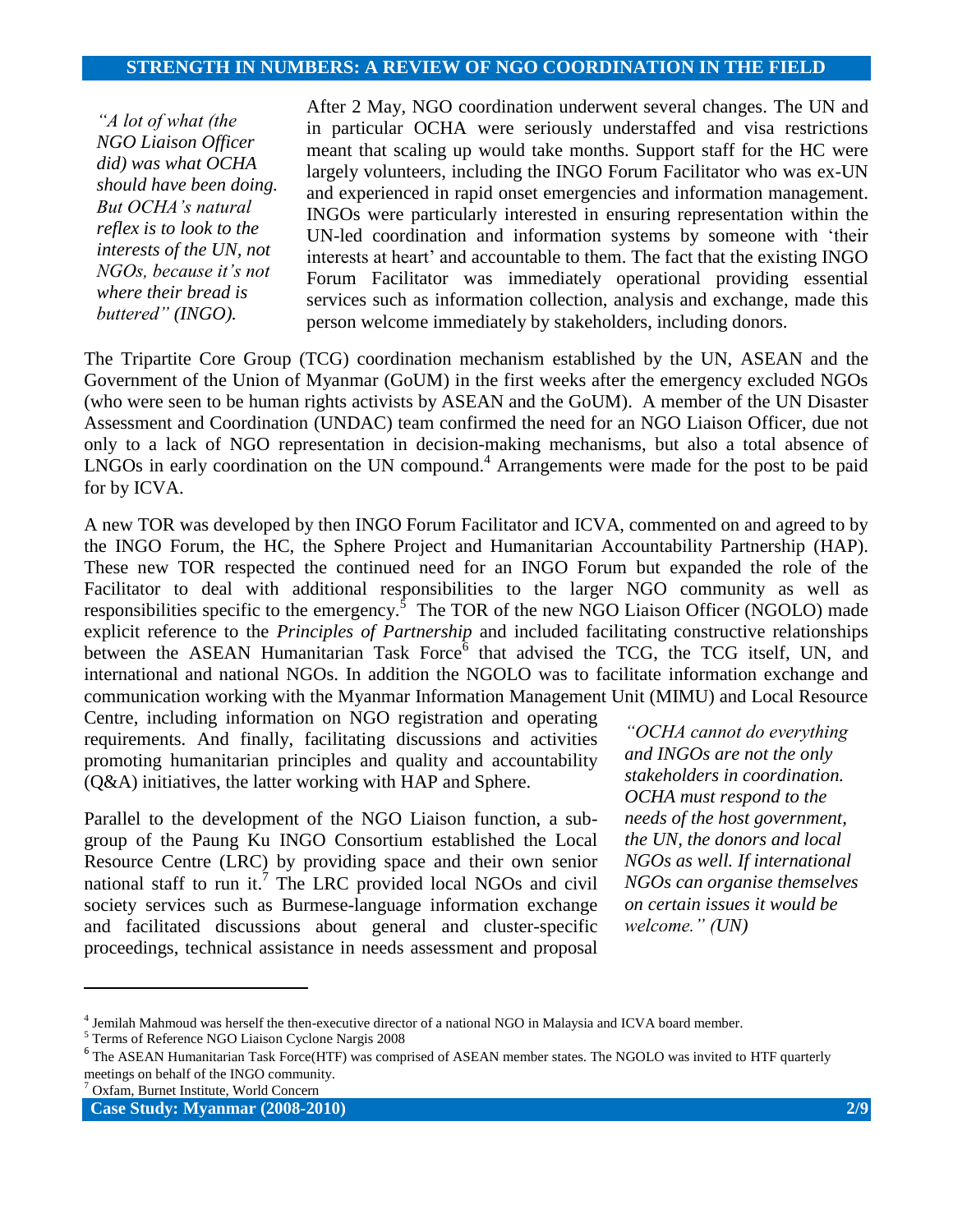*"A lot of what (the NGO Liaison Officer did) was what OCHA should have been doing. But OCHA's natural reflex is to look to the interests of the UN, not NGOs, because it's not where their bread is buttered" (INGO).*

After 2 May, NGO coordination underwent several changes. The UN and in particular OCHA were seriously understaffed and visa restrictions meant that scaling up would take months. Support staff for the HC were largely volunteers, including the INGO Forum Facilitator who was ex-UN and experienced in rapid onset emergencies and information management. INGOs were particularly interested in ensuring representation within the UN-led coordination and information systems by someone with 'their interests at heart' and accountable to them. The fact that the existing INGO Forum Facilitator was immediately operational providing essential services such as information collection, analysis and exchange, made this person welcome immediately by stakeholders, including donors.

The Tripartite Core Group (TCG) coordination mechanism established by the UN, ASEAN and the Government of the Union of Myanmar (GoUM) in the first weeks after the emergency excluded NGOs (who were seen to be human rights activists by ASEAN and the GoUM). A member of the UN Disaster Assessment and Coordination (UNDAC) team confirmed the need for an NGO Liaison Officer, due not only to a lack of NGO representation in decision-making mechanisms, but also a total absence of LNGOs in early coordination on the UN compound.[4] Arrangements were made for the post to be paid for by ICVA.

A new TOR was developed by then INGO Forum Facilitator and ICVA, commented on and agreed to by the INGO Forum, the HC, the Sphere Project and Humanitarian Accountability Partnership (HAP). These new TOR respected the continued need for an INGO Forum but expanded the role of the Facilitator to deal with additional responsibilities to the larger NGO community as well as responsibilities specific to the emergency.[5] The TOR of the new NGO Liaison Officer (NGOLO) made explicit reference to the *Principles of Partnership* and included facilitating constructive relationships between the ASEAN Humanitarian Task Force[6] that advised the TCG, the TCG itself, UN, and international and national NGOs. In addition the NGOLO was to facilitate information exchange and communication working with the Myanmar Information Management Unit (MIMU) and Local Resource Centre, including information on NGO registration and operating requirements. And finally, facilitating discussions and activities promoting humanitarian principles and quality and accountability (Q&A) initiatives, the latter working with HAP and Sphere.

*"OCHA cannot do everything and INGOs are not the only stakeholders in coordination. OCHA must respond to the needs of the host government, the UN, the donors and local NGOs as well. If international NGOs can organise themselves on certain issues it would be welcome." (UN)*

Parallel to the development of the NGO Liaison function, a sub-group of the Paung Ku INGO Consortium established the Local Resource Centre (LRC) by providing space and their own senior national staff to run it.[7] The LRC provided local NGOs and civil society services such as Burmese-language information exchange and facilitated discussions about general and cluster-specific proceedings, technical assistance in needs assessment and proposal

---

[4] Jemilah Mahmoud was herself the then-executive director of a national NGO in Malaysia and ICVA board member.

[5] Terms of Reference NGO Liaison Cyclone Nargis 2008

[6] The ASEAN Humanitarian Task Force(HTF) was comprised of ASEAN member states. The NGOLO was invited to HTF quarterly meetings on behalf of the INGO community.

[7] Oxfam, Burnet Institute, World Concern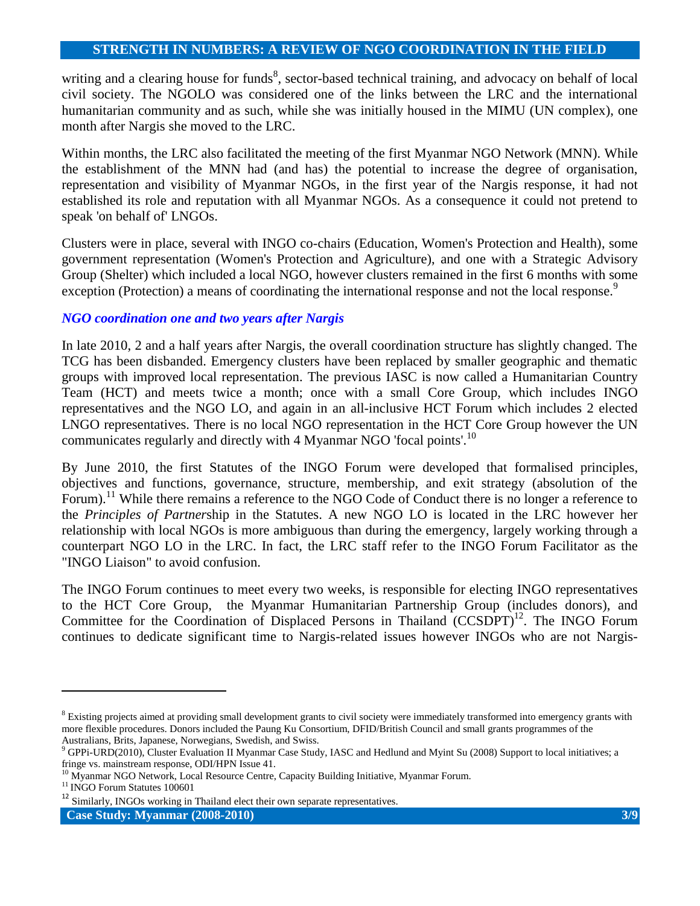writing and a clearing house for funds[8], sector-based technical training, and advocacy on behalf of local civil society. The NGOLO was considered one of the links between the LRC and the international humanitarian community and as such, while she was initially housed in the MIMU (UN complex), one month after Nargis she moved to the LRC.

Within months, the LRC also facilitated the meeting of the first Myanmar NGO Network (MNN). While the establishment of the MNN had (and has) the potential to increase the degree of organisation, representation and visibility of Myanmar NGOs, in the first year of the Nargis response, it had not established its role and reputation with all Myanmar NGOs. As a consequence it could not pretend to speak 'on behalf of' LNGOs.

Clusters were in place, several with INGO co-chairs (Education, Women's Protection and Health), some government representation (Women's Protection and Agriculture), and one with a Strategic Advisory Group (Shelter) which included a local NGO, however clusters remained in the first 6 months with some exception (Protection) a means of coordinating the international response and not the local response.[9]

### *NGO coordination one and two years after Nargis*

In late 2010, 2 and a half years after Nargis, the overall coordination structure has slightly changed. The TCG has been disbanded. Emergency clusters have been replaced by smaller geographic and thematic groups with improved local representation. The previous IASC is now called a Humanitarian Country Team (HCT) and meets twice a month; once with a small Core Group, which includes INGO representatives and the NGO LO, and again in an all-inclusive HCT Forum which includes 2 elected LNGO representatives. There is no local NGO representation in the HCT Core Group however the UN communicates regularly and directly with 4 Myanmar NGO 'focal points'.[10]

By June 2010, the first Statutes of the INGO Forum were developed that formalised principles, objectives and functions, governance, structure, membership, and exit strategy (absolution of the Forum).[11] While there remains a reference to the NGO Code of Conduct there is no longer a reference to the *Principles of Partner*ship in the Statutes. A new NGO LO is located in the LRC however her relationship with local NGOs is more ambiguous than during the emergency, largely working through a counterpart NGO LO in the LRC. In fact, the LRC staff refer to the INGO Forum Facilitator as the "INGO Liaison" to avoid confusion.

The INGO Forum continues to meet every two weeks, is responsible for electing INGO representatives to the HCT Core Group, the Myanmar Humanitarian Partnership Group (includes donors), and Committee for the Coordination of Displaced Persons in Thailand (CCSDPT)[12]. The INGO Forum continues to dedicate significant time to Nargis-related issues however INGOs who are not Nargis-

---

[8] Existing projects aimed at providing small development grants to civil society were immediately transformed into emergency grants with more flexible procedures. Donors included the Paung Ku Consortium, DFID/British Council and small grants programmes of the Australians, Brits, Japanese, Norwegians, Swedish, and Swiss.

[9] GPPi-URD(2010), Cluster Evaluation II Myanmar Case Study, IASC and Hedlund and Myint Su (2008) Support to local initiatives; a fringe vs. mainstream response, ODI/HPN Issue 41.

[10] Myanmar NGO Network, Local Resource Centre, Capacity Building Initiative, Myanmar Forum.

[11] INGO Forum Statutes 100601

[12] Similarly, INGOs working in Thailand elect their own separate representatives.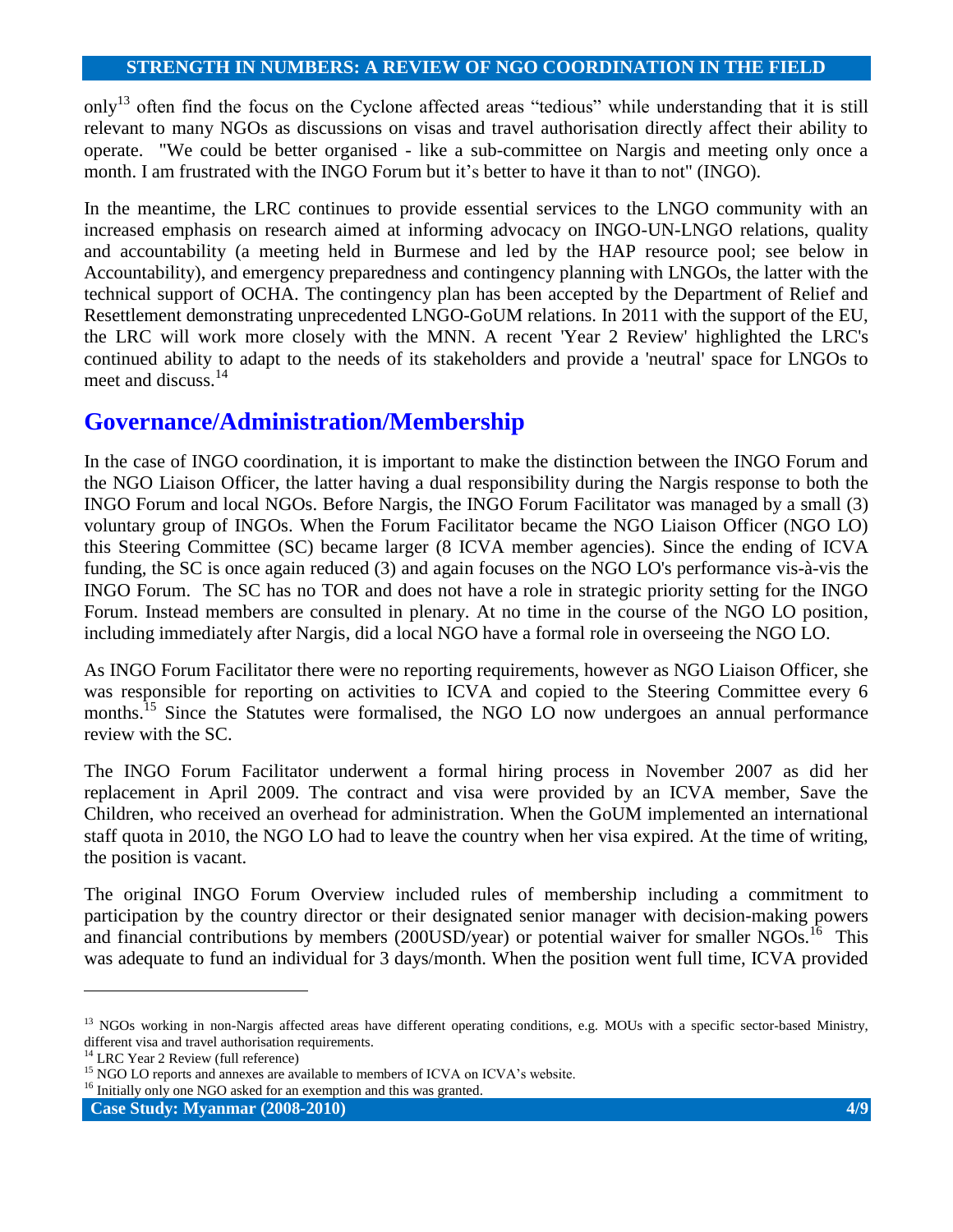only[13] often find the focus on the Cyclone affected areas "tedious" while understanding that it is still relevant to many NGOs as discussions on visas and travel authorisation directly affect their ability to operate. "We could be better organised - like a sub-committee on Nargis and meeting only once a month. I am frustrated with the INGO Forum but it's better to have it than to not" (INGO).

In the meantime, the LRC continues to provide essential services to the LNGO community with an increased emphasis on research aimed at informing advocacy on INGO-UN-LNGO relations, quality and accountability (a meeting held in Burmese and led by the HAP resource pool; see below in Accountability), and emergency preparedness and contingency planning with LNGOs, the latter with the technical support of OCHA. The contingency plan has been accepted by the Department of Relief and Resettlement demonstrating unprecedented LNGO-GoUM relations. In 2011 with the support of the EU, the LRC will work more closely with the MNN. A recent 'Year 2 Review' highlighted the LRC's continued ability to adapt to the needs of its stakeholders and provide a 'neutral' space for LNGOs to meet and discuss.[14]

## Governance/Administration/Membership

In the case of INGO coordination, it is important to make the distinction between the INGO Forum and the NGO Liaison Officer, the latter having a dual responsibility during the Nargis response to both the INGO Forum and local NGOs. Before Nargis, the INGO Forum Facilitator was managed by a small (3) voluntary group of INGOs. When the Forum Facilitator became the NGO Liaison Officer (NGO LO) this Steering Committee (SC) became larger (8 ICVA member agencies). Since the ending of ICVA funding, the SC is once again reduced (3) and again focuses on the NGO LO's performance vis-à-vis the INGO Forum. The SC has no TOR and does not have a role in strategic priority setting for the INGO Forum. Instead members are consulted in plenary. At no time in the course of the NGO LO position, including immediately after Nargis, did a local NGO have a formal role in overseeing the NGO LO.

As INGO Forum Facilitator there were no reporting requirements, however as NGO Liaison Officer, she was responsible for reporting on activities to ICVA and copied to the Steering Committee every 6 months.[15] Since the Statutes were formalised, the NGO LO now undergoes an annual performance review with the SC.

The INGO Forum Facilitator underwent a formal hiring process in November 2007 as did her replacement in April 2009. The contract and visa were provided by an ICVA member, Save the Children, who received an overhead for administration. When the GoUM implemented an international staff quota in 2010, the NGO LO had to leave the country when her visa expired. At the time of writing, the position is vacant.

The original INGO Forum Overview included rules of membership including a commitment to participation by the country director or their designated senior manager with decision-making powers and financial contributions by members (200USD/year) or potential waiver for smaller NGOs.[16] This was adequate to fund an individual for 3 days/month. When the position went full time, ICVA provided

---

[13] NGOs working in non-Nargis affected areas have different operating conditions, e.g. MOUs with a specific sector-based Ministry, different visa and travel authorisation requirements.

[14] LRC Year 2 Review (full reference)

[15] NGO LO reports and annexes are available to members of ICVA on ICVA's website.

[16] Initially only one NGO asked for an exemption and this was granted.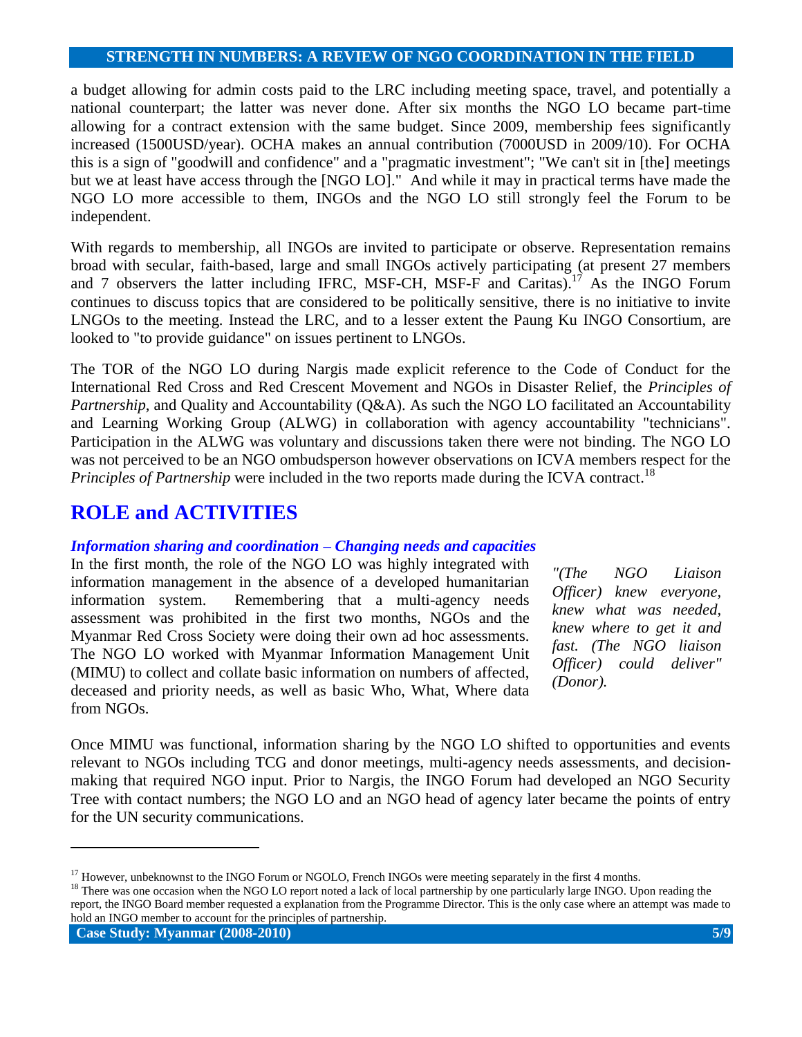a budget allowing for admin costs paid to the LRC including meeting space, travel, and potentially a national counterpart; the latter was never done. After six months the NGO LO became part-time allowing for a contract extension with the same budget. Since 2009, membership fees significantly increased (1500USD/year). OCHA makes an annual contribution (7000USD in 2009/10). For OCHA this is a sign of "goodwill and confidence" and a "pragmatic investment"; "We can't sit in [the] meetings but we at least have access through the [NGO LO]." And while it may in practical terms have made the NGO LO more accessible to them, INGOs and the NGO LO still strongly feel the Forum to be independent.

With regards to membership, all INGOs are invited to participate or observe. Representation remains broad with secular, faith-based, large and small INGOs actively participating (at present 27 members and 7 observers the latter including IFRC, MSF-CH, MSF-F and Caritas).[17] As the INGO Forum continues to discuss topics that are considered to be politically sensitive, there is no initiative to invite LNGOs to the meeting. Instead the LRC, and to a lesser extent the Paung Ku INGO Consortium, are looked to "to provide guidance" on issues pertinent to LNGOs.

The TOR of the NGO LO during Nargis made explicit reference to the Code of Conduct for the International Red Cross and Red Crescent Movement and NGOs in Disaster Relief, the *Principles of Partnership*, and Quality and Accountability (Q&A). As such the NGO LO facilitated an Accountability and Learning Working Group (ALWG) in collaboration with agency accountability "technicians". Participation in the ALWG was voluntary and discussions taken there were not binding. The NGO LO was not perceived to be an NGO ombudsperson however observations on ICVA members respect for the *Principles of Partnership* were included in the two reports made during the ICVA contract.[18]

## ROLE and ACTIVITIES

### *Information sharing and coordination – Changing needs and capacities*

In the first month, the role of the NGO LO was highly integrated with information management in the absence of a developed humanitarian information system. Remembering that a multi-agency needs assessment was prohibited in the first two months, NGOs and the Myanmar Red Cross Society were doing their own ad hoc assessments. The NGO LO worked with Myanmar Information Management Unit (MIMU) to collect and collate basic information on numbers of affected, deceased and priority needs, as well as basic Who, What, Where data from NGOs.

*"(The NGO Liaison Officer) knew everyone, knew what was needed, knew where to get it and fast. (The NGO liaison Officer) could deliver" (Donor).*

Once MIMU was functional, information sharing by the NGO LO shifted to opportunities and events relevant to NGOs including TCG and donor meetings, multi-agency needs assessments, and decision-making that required NGO input. Prior to Nargis, the INGO Forum had developed an NGO Security Tree with contact numbers; the NGO LO and an NGO head of agency later became the points of entry for the UN security communications.

---

[17] However, unbeknownst to the INGO Forum or NGOLO, French INGOs were meeting separately in the first 4 months.

[18] There was one occasion when the NGO LO report noted a lack of local partnership by one particularly large INGO. Upon reading the report, the INGO Board member requested a explanation from the Programme Director. This is the only case where an attempt was made to hold an INGO member to account for the principles of partnership.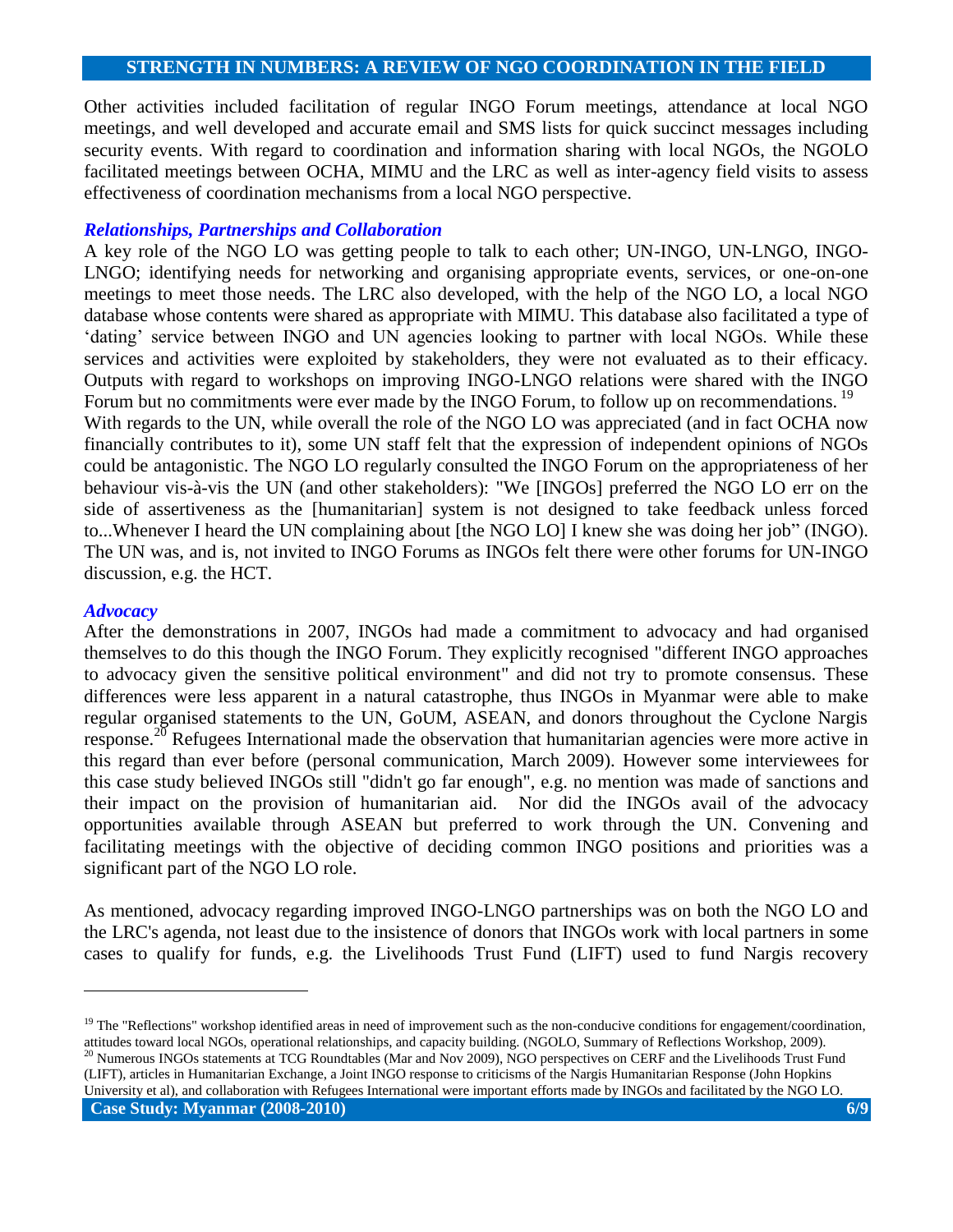Other activities included facilitation of regular INGO Forum meetings, attendance at local NGO meetings, and well developed and accurate email and SMS lists for quick succinct messages including security events. With regard to coordination and information sharing with local NGOs, the NGOLO facilitated meetings between OCHA, MIMU and the LRC as well as inter-agency field visits to assess effectiveness of coordination mechanisms from a local NGO perspective.

### *Relationships, Partnerships and Collaboration*

A key role of the NGO LO was getting people to talk to each other; UN-INGO, UN-LNGO, INGO-LNGO; identifying needs for networking and organising appropriate events, services, or one-on-one meetings to meet those needs. The LRC also developed, with the help of the NGO LO, a local NGO database whose contents were shared as appropriate with MIMU. This database also facilitated a type of 'dating' service between INGO and UN agencies looking to partner with local NGOs. While these services and activities were exploited by stakeholders, they were not evaluated as to their efficacy. Outputs with regard to workshops on improving INGO-LNGO relations were shared with the INGO Forum but no commitments were ever made by the INGO Forum, to follow up on recommendations. [19]

With regards to the UN, while overall the role of the NGO LO was appreciated (and in fact OCHA now financially contributes to it), some UN staff felt that the expression of independent opinions of NGOs could be antagonistic. The NGO LO regularly consulted the INGO Forum on the appropriateness of her behaviour vis-à-vis the UN (and other stakeholders): "We [INGOs] preferred the NGO LO err on the side of assertiveness as the [humanitarian] system is not designed to take feedback unless forced to...Whenever I heard the UN complaining about [the NGO LO] I knew she was doing her job" (INGO). The UN was, and is, not invited to INGO Forums as INGOs felt there were other forums for UN-INGO discussion, e.g. the HCT.

### *Advocacy*

After the demonstrations in 2007, INGOs had made a commitment to advocacy and had organised themselves to do this though the INGO Forum. They explicitly recognised "different INGO approaches to advocacy given the sensitive political environment" and did not try to promote consensus. These differences were less apparent in a natural catastrophe, thus INGOs in Myanmar were able to make regular organised statements to the UN, GoUM, ASEAN, and donors throughout the Cyclone Nargis response.[20] Refugees International made the observation that humanitarian agencies were more active in this regard than ever before (personal communication, March 2009). However some interviewees for this case study believed INGOs still "didn't go far enough", e.g. no mention was made of sanctions and their impact on the provision of humanitarian aid. Nor did the INGOs avail of the advocacy opportunities available through ASEAN but preferred to work through the UN. Convening and facilitating meetings with the objective of deciding common INGO positions and priorities was a significant part of the NGO LO role.

As mentioned, advocacy regarding improved INGO-LNGO partnerships was on both the NGO LO and the LRC's agenda, not least due to the insistence of donors that INGOs work with local partners in some cases to qualify for funds, e.g. the Livelihoods Trust Fund (LIFT) used to fund Nargis recovery

---

[19] The "Reflections" workshop identified areas in need of improvement such as the non-conducive conditions for engagement/coordination, attitudes toward local NGOs, operational relationships, and capacity building. (NGOLO, Summary of Reflections Workshop, 2009).

[20] Numerous INGOs statements at TCG Roundtables (Mar and Nov 2009), NGO perspectives on CERF and the Livelihoods Trust Fund (LIFT), articles in Humanitarian Exchange, a Joint INGO response to criticisms of the Nargis Humanitarian Response (John Hopkins University et al), and collaboration with Refugees International were important efforts made by INGOs and facilitated by the NGO LO.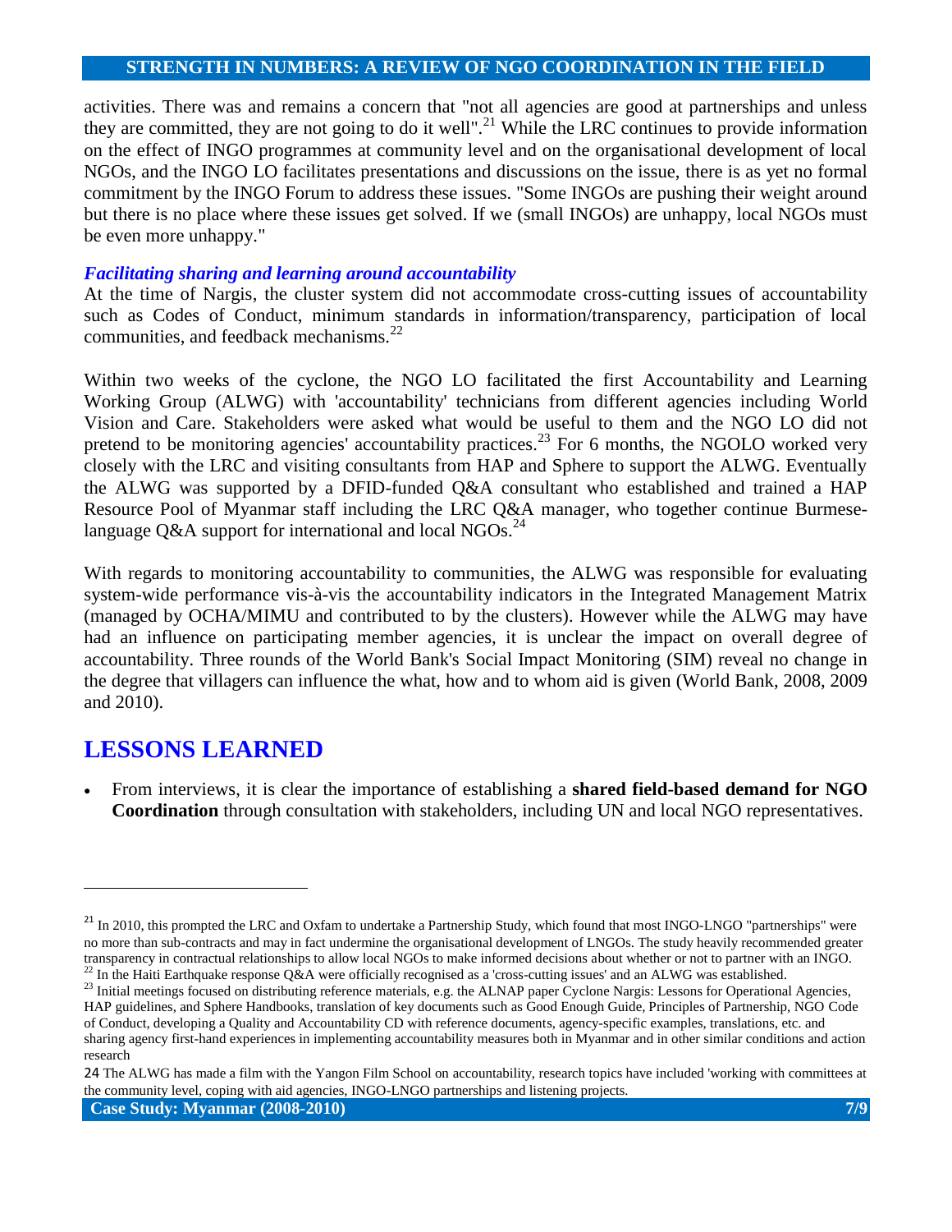activities. There was and remains a concern that "not all agencies are good at partnerships and unless they are committed, they are not going to do it well".[21] While the LRC continues to provide information on the effect of INGO programmes at community level and on the organisational development of local NGOs, and the INGO LO facilitates presentations and discussions on the issue, there is as yet no formal commitment by the INGO Forum to address these issues. "Some INGOs are pushing their weight around but there is no place where these issues get solved. If we (small INGOs) are unhappy, local NGOs must be even more unhappy."

### *Facilitating sharing and learning around accountability*

At the time of Nargis, the cluster system did not accommodate cross-cutting issues of accountability such as Codes of Conduct, minimum standards in information/transparency, participation of local communities, and feedback mechanisms.[22]

Within two weeks of the cyclone, the NGO LO facilitated the first Accountability and Learning Working Group (ALWG) with 'accountability' technicians from different agencies including World Vision and Care. Stakeholders were asked what would be useful to them and the NGO LO did not pretend to be monitoring agencies' accountability practices.[23] For 6 months, the NGOLO worked very closely with the LRC and visiting consultants from HAP and Sphere to support the ALWG. Eventually the ALWG was supported by a DFID-funded Q&A consultant who established and trained a HAP Resource Pool of Myanmar staff including the LRC Q&A manager, who together continue Burmese-language Q&A support for international and local NGOs.[24]

With regards to monitoring accountability to communities, the ALWG was responsible for evaluating system-wide performance vis-à-vis the accountability indicators in the Integrated Management Matrix (managed by OCHA/MIMU and contributed to by the clusters). However while the ALWG may have had an influence on participating member agencies, it is unclear the impact on overall degree of accountability. Three rounds of the World Bank's Social Impact Monitoring (SIM) reveal no change in the degree that villagers can influence the what, how and to whom aid is given (World Bank, 2008, 2009 and 2010).

## LESSONS LEARNED

- From interviews, it is clear the importance of establishing a **shared field-based demand for NGO Coordination** through consultation with stakeholders, including UN and local NGO representatives.

---

[21] In 2010, this prompted the LRC and Oxfam to undertake a Partnership Study, which found that most INGO-LNGO "partnerships" were no more than sub-contracts and may in fact undermine the organisational development of LNGOs. The study heavily recommended greater transparency in contractual relationships to allow local NGOs to make informed decisions about whether or not to partner with an INGO.

[22] In the Haiti Earthquake response Q&A were officially recognised as a 'cross-cutting issues' and an ALWG was established.

[23] Initial meetings focused on distributing reference materials, e.g. the ALNAP paper Cyclone Nargis: Lessons for Operational Agencies, HAP guidelines, and Sphere Handbooks, translation of key documents such as Good Enough Guide, Principles of Partnership, NGO Code of Conduct, developing a Quality and Accountability CD with reference documents, agency-specific examples, translations, etc. and sharing agency first-hand experiences in implementing accountability measures both in Myanmar and in other similar conditions and action research

[24] The ALWG has made a film with the Yangon Film School on accountability, research topics have included 'working with committees at the community level, coping with aid agencies, INGO-LNGO partnerships and listening projects.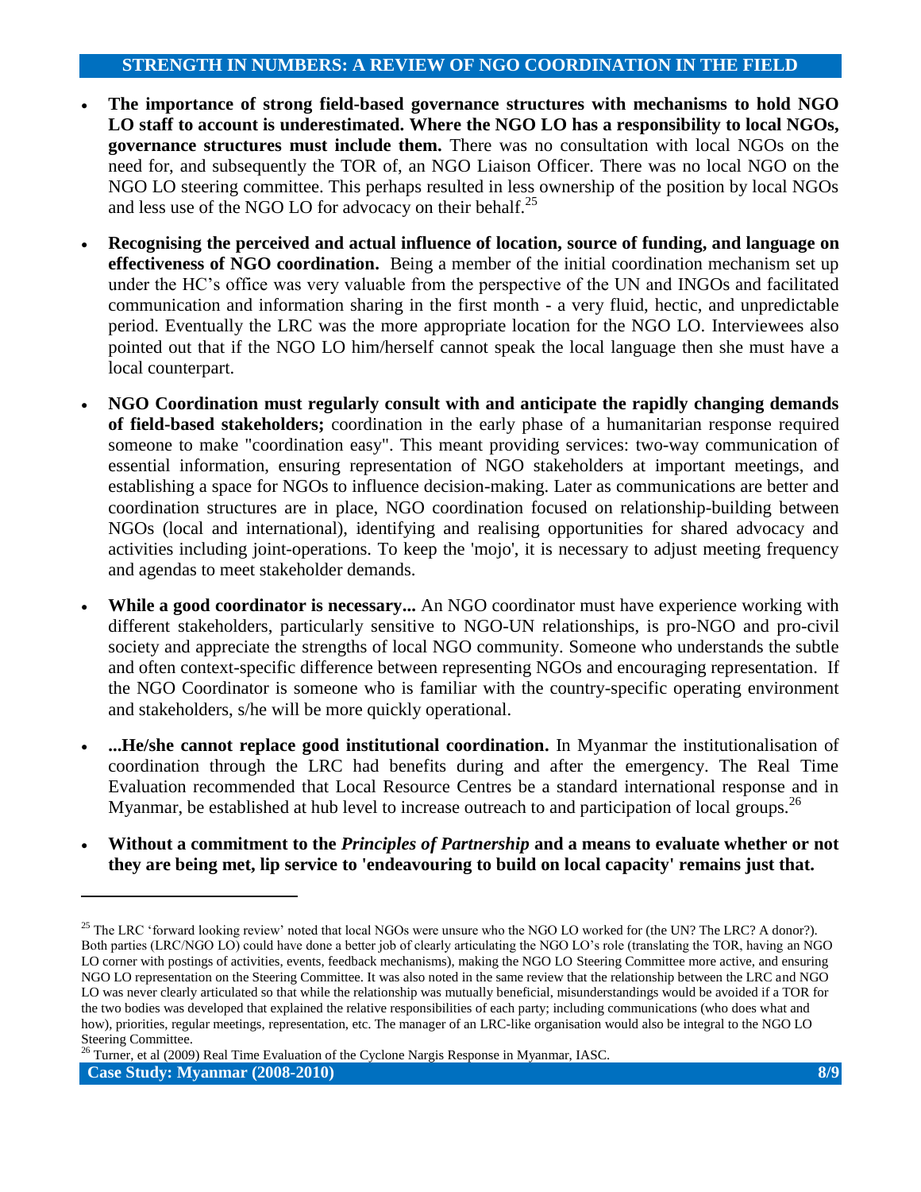- **The importance of strong field-based governance structures with mechanisms to hold NGO LO staff to account is underestimated. Where the NGO LO has a responsibility to local NGOs, governance structures must include them.** There was no consultation with local NGOs on the need for, and subsequently the TOR of, an NGO Liaison Officer. There was no local NGO on the NGO LO steering committee. This perhaps resulted in less ownership of the position by local NGOs and less use of the NGO LO for advocacy on their behalf.[25]

- **Recognising the perceived and actual influence of location, source of funding, and language on effectiveness of NGO coordination.** Being a member of the initial coordination mechanism set up under the HC's office was very valuable from the perspective of the UN and INGOs and facilitated communication and information sharing in the first month - a very fluid, hectic, and unpredictable period. Eventually the LRC was the more appropriate location for the NGO LO. Interviewees also pointed out that if the NGO LO him/herself cannot speak the local language then she must have a local counterpart.

- **NGO Coordination must regularly consult with and anticipate the rapidly changing demands of field-based stakeholders;** coordination in the early phase of a humanitarian response required someone to make "coordination easy". This meant providing services: two-way communication of essential information, ensuring representation of NGO stakeholders at important meetings, and establishing a space for NGOs to influence decision-making. Later as communications are better and coordination structures are in place, NGO coordination focused on relationship-building between NGOs (local and international), identifying and realising opportunities for shared advocacy and activities including joint-operations. To keep the 'mojo', it is necessary to adjust meeting frequency and agendas to meet stakeholder demands.

- **While a good coordinator is necessary...** An NGO coordinator must have experience working with different stakeholders, particularly sensitive to NGO-UN relationships, is pro-NGO and pro-civil society and appreciate the strengths of local NGO community. Someone who understands the subtle and often context-specific difference between representing NGOs and encouraging representation. If the NGO Coordinator is someone who is familiar with the country-specific operating environment and stakeholders, s/he will be more quickly operational.

- **...He/she cannot replace good institutional coordination.** In Myanmar the institutionalisation of coordination through the LRC had benefits during and after the emergency. The Real Time Evaluation recommended that Local Resource Centres be a standard international response and in Myanmar, be established at hub level to increase outreach to and participation of local groups.[26]

- **Without a commitment to the *Principles of Partnership* and a means to evaluate whether or not they are being met, lip service to 'endeavouring to build on local capacity' remains just that.**

---

[25] The LRC 'forward looking review' noted that local NGOs were unsure who the NGO LO worked for (the UN? The LRC? A donor?). Both parties (LRC/NGO LO) could have done a better job of clearly articulating the NGO LO's role (translating the TOR, having an NGO LO corner with postings of activities, events, feedback mechanisms), making the NGO LO Steering Committee more active, and ensuring NGO LO representation on the Steering Committee. It was also noted in the same review that the relationship between the LRC and NGO LO was never clearly articulated so that while the relationship was mutually beneficial, misunderstandings would be avoided if a TOR for the two bodies was developed that explained the relative responsibilities of each party; including communications (who does what and how), priorities, regular meetings, representation, etc. The manager of an LRC-like organisation would also be integral to the NGO LO Steering Committee.

[26] Turner, et al (2009) Real Time Evaluation of the Cyclone Nargis Response in Myanmar, IASC.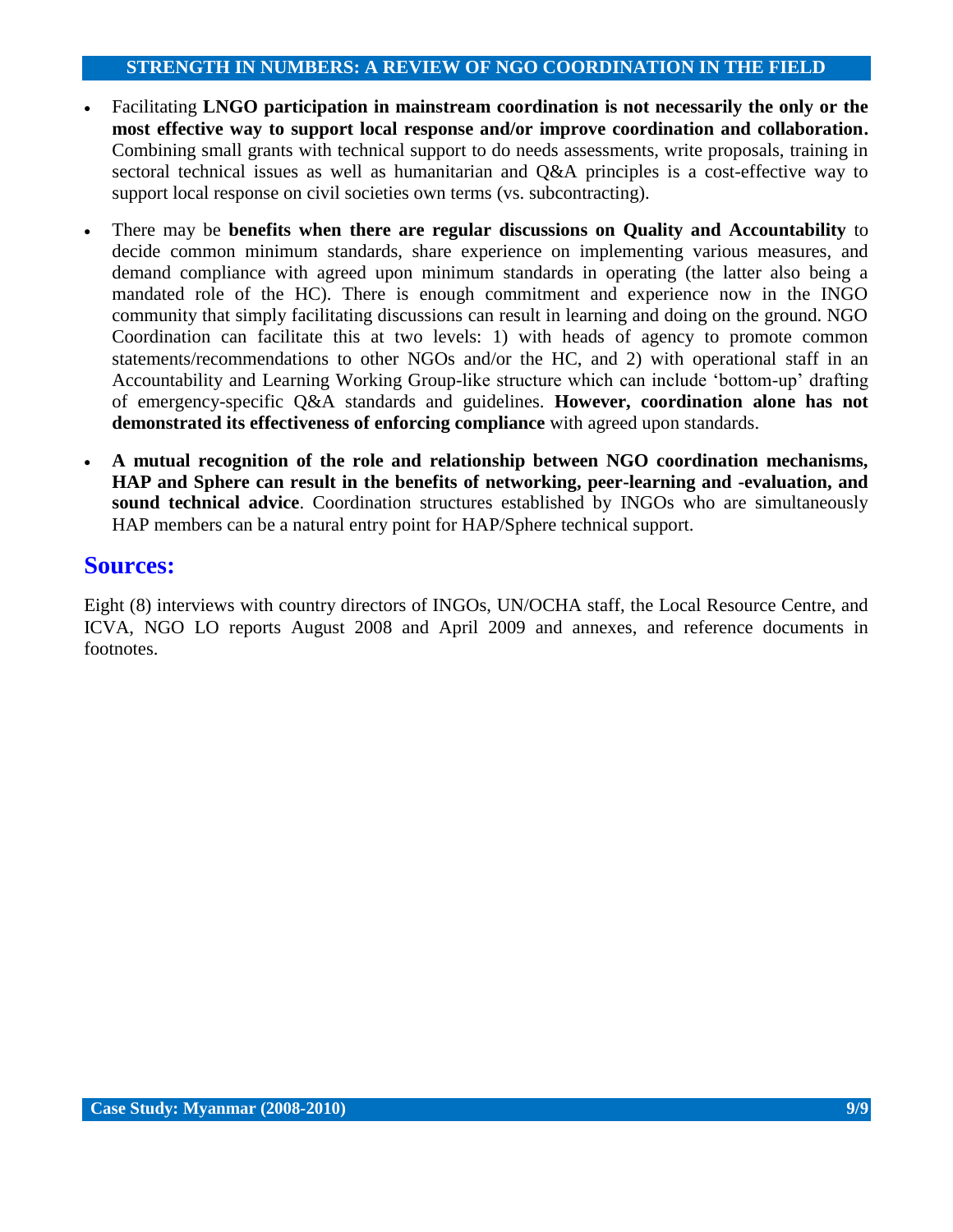- Facilitating **LNGO participation in mainstream coordination is not necessarily the only or the most effective way to support local response and/or improve coordination and collaboration.** Combining small grants with technical support to do needs assessments, write proposals, training in sectoral technical issues as well as humanitarian and Q&A principles is a cost-effective way to support local response on civil societies own terms (vs. subcontracting).
- There may be **benefits when there are regular discussions on Quality and Accountability** to decide common minimum standards, share experience on implementing various measures, and demand compliance with agreed upon minimum standards in operating (the latter also being a mandated role of the HC). There is enough commitment and experience now in the INGO community that simply facilitating discussions can result in learning and doing on the ground. NGO Coordination can facilitate this at two levels: 1) with heads of agency to promote common statements/recommendations to other NGOs and/or the HC, and 2) with operational staff in an Accountability and Learning Working Group-like structure which can include 'bottom-up' drafting of emergency-specific Q&A standards and guidelines. **However, coordination alone has not demonstrated its effectiveness of enforcing compliance** with agreed upon standards.
- **A mutual recognition of the role and relationship between NGO coordination mechanisms, HAP and Sphere can result in the benefits of networking, peer-learning and -evaluation, and sound technical advice**. Coordination structures established by INGOs who are simultaneously HAP members can be a natural entry point for HAP/Sphere technical support.

## Sources:

Eight (8) interviews with country directors of INGOs, UN/OCHA staff, the Local Resource Centre, and ICVA, NGO LO reports August 2008 and April 2009 and annexes, and reference documents in footnotes.